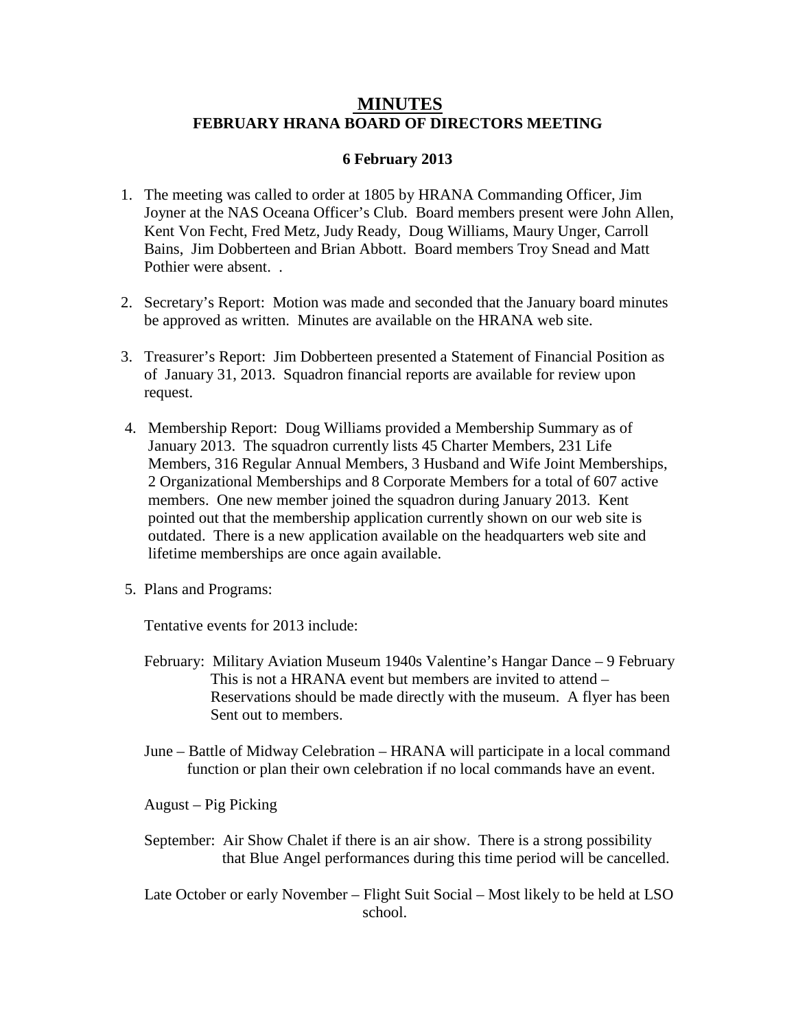# MINUTES
## FEBRUARY HRANA BOARD OF DIRECTORS MEETING

**6 February 2013**

1. The meeting was called to order at 1805 by HRANA Commanding Officer, Jim Joyner at the NAS Oceana Officer's Club. Board members present were John Allen, Kent Von Fecht, Fred Metz, Judy Ready, Doug Williams, Maury Unger, Carroll Bains, Jim Dobberteen and Brian Abbott. Board members Troy Snead and Matt Pothier were absent. .

2. Secretary's Report: Motion was made and seconded that the January board minutes be approved as written. Minutes are available on the HRANA web site.

3. Treasurer's Report: Jim Dobberteen presented a Statement of Financial Position as of January 31, 2013. Squadron financial reports are available for review upon request.

4. Membership Report: Doug Williams provided a Membership Summary as of January 2013. The squadron currently lists 45 Charter Members, 231 Life Members, 316 Regular Annual Members, 3 Husband and Wife Joint Memberships, 2 Organizational Memberships and 8 Corporate Members for a total of 607 active members. One new member joined the squadron during January 2013. Kent pointed out that the membership application currently shown on our web site is outdated. There is a new application available on the headquarters web site and lifetime memberships are once again available.

5. Plans and Programs:

   Tentative events for 2013 include:

   February: Military Aviation Museum 1940s Valentine's Hangar Dance – 9 February This is not a HRANA event but members are invited to attend – Reservations should be made directly with the museum. A flyer has been Sent out to members.

   June – Battle of Midway Celebration – HRANA will participate in a local command function or plan their own celebration if no local commands have an event.

   August – Pig Picking

   September: Air Show Chalet if there is an air show. There is a strong possibility that Blue Angel performances during this time period will be cancelled.

   Late October or early November – Flight Suit Social – Most likely to be held at LSO school.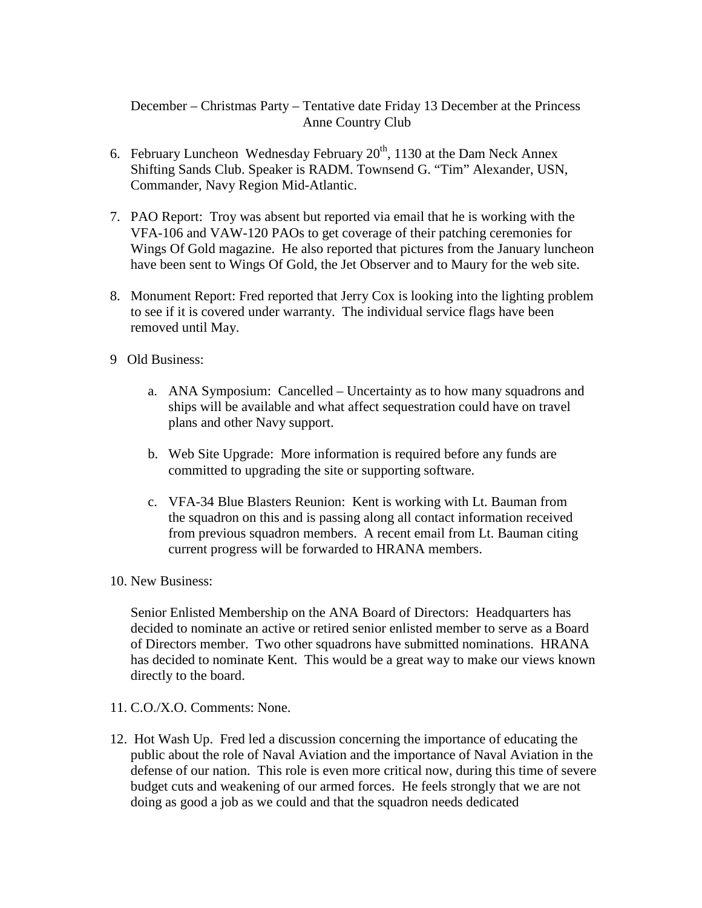December – Christmas Party – Tentative date Friday 13 December at the Princess Anne Country Club

6. February Luncheon Wednesday February 20th, 1130 at the Dam Neck Annex Shifting Sands Club. Speaker is RADM. Townsend G. "Tim" Alexander, USN, Commander, Navy Region Mid-Atlantic.

7. PAO Report: Troy was absent but reported via email that he is working with the VFA-106 and VAW-120 PAOs to get coverage of their patching ceremonies for Wings Of Gold magazine. He also reported that pictures from the January luncheon have been sent to Wings Of Gold, the Jet Observer and to Maury for the web site.

8. Monument Report: Fred reported that Jerry Cox is looking into the lighting problem to see if it is covered under warranty. The individual service flags have been removed until May.

9 Old Business:

   a. ANA Symposium: Cancelled – Uncertainty as to how many squadrons and ships will be available and what affect sequestration could have on travel plans and other Navy support.

   b. Web Site Upgrade: More information is required before any funds are committed to upgrading the site or supporting software.

   c. VFA-34 Blue Blasters Reunion: Kent is working with Lt. Bauman from the squadron on this and is passing along all contact information received from previous squadron members. A recent email from Lt. Bauman citing current progress will be forwarded to HRANA members.

10. New Business:

    Senior Enlisted Membership on the ANA Board of Directors: Headquarters has decided to nominate an active or retired senior enlisted member to serve as a Board of Directors member. Two other squadrons have submitted nominations. HRANA has decided to nominate Kent. This would be a great way to make our views known directly to the board.

11. C.O./X.O. Comments: None.

12. Hot Wash Up. Fred led a discussion concerning the importance of educating the public about the role of Naval Aviation and the importance of Naval Aviation in the defense of our nation. This role is even more critical now, during this time of severe budget cuts and weakening of our armed forces. He feels strongly that we are not doing as good a job as we could and that the squadron needs dedicated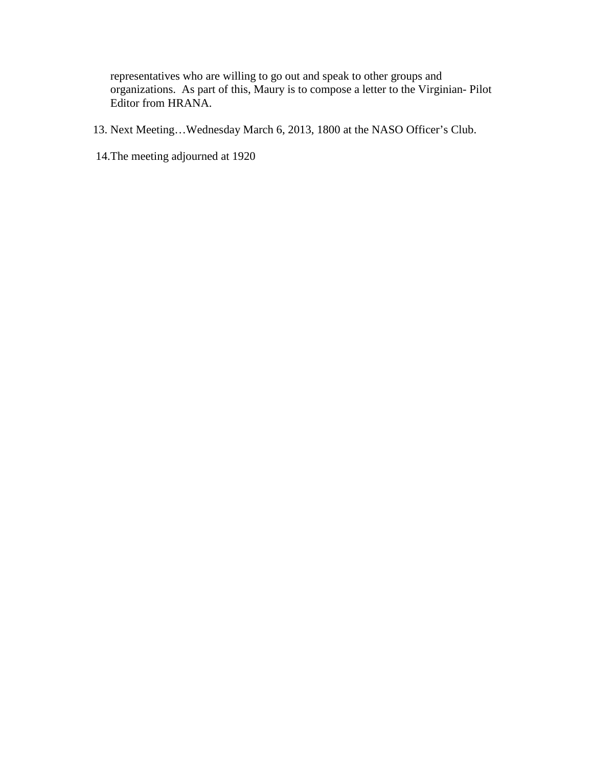representatives who are willing to go out and speak to other groups and organizations. As part of this, Maury is to compose a letter to the Virginian- Pilot Editor from HRANA.

13. Next Meeting…Wednesday March 6, 2013, 1800 at the NASO Officer's Club.

14. The meeting adjourned at 1920